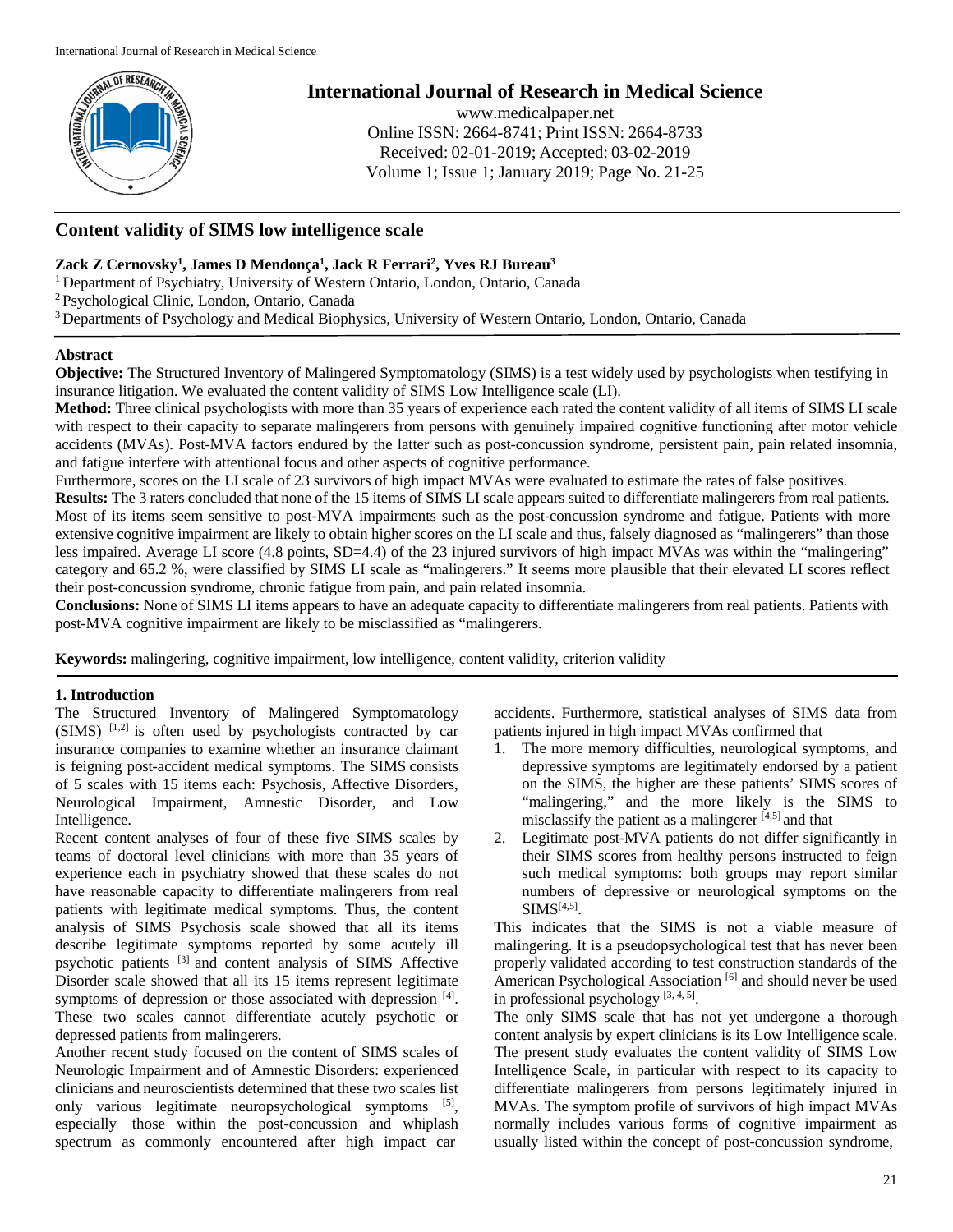# International Journal of Research in Medical Science

www.medicalpaper.net
Online ISSN: 2664-8741; Print ISSN: 2664-8733
Received: 02-01-2019; Accepted: 03-02-2019
Volume 1; Issue 1; January 2019; Page No. 21-25

## Content validity of SIMS low intelligence scale

**Zack Z Cernovsky[1], James D Mendonça[1], Jack R Ferrari[2], Yves RJ Bureau[3]**

[1] Department of Psychiatry, University of Western Ontario, London, Ontario, Canada
[2] Psychological Clinic, London, Ontario, Canada
[3] Departments of Psychology and Medical Biophysics, University of Western Ontario, London, Ontario, Canada

### Abstract

**Objective:** The Structured Inventory of Malingered Symptomatology (SIMS) is a test widely used by psychologists when testifying in insurance litigation. We evaluated the content validity of SIMS Low Intelligence scale (LI).

**Method:** Three clinical psychologists with more than 35 years of experience each rated the content validity of all items of SIMS LI scale with respect to their capacity to separate malingerers from persons with genuinely impaired cognitive functioning after motor vehicle accidents (MVAs). Post-MVA factors endured by the latter such as post-concussion syndrome, persistent pain, pain related insomnia, and fatigue interfere with attentional focus and other aspects of cognitive performance.

Furthermore, scores on the LI scale of 23 survivors of high impact MVAs were evaluated to estimate the rates of false positives.

**Results:** The 3 raters concluded that none of the 15 items of SIMS LI scale appears suited to differentiate malingerers from real patients. Most of its items seem sensitive to post-MVA impairments such as the post-concussion syndrome and fatigue. Patients with more extensive cognitive impairment are likely to obtain higher scores on the LI scale and thus, falsely diagnosed as "malingerers" than those less impaired. Average LI score (4.8 points, SD=4.4) of the 23 injured survivors of high impact MVAs was within the "malingering" category and 65.2 %, were classified by SIMS LI scale as "malingerers." It seems more plausible that their elevated LI scores reflect their post-concussion syndrome, chronic fatigue from pain, and pain related insomnia.

**Conclusions:** None of SIMS LI items appears to have an adequate capacity to differentiate malingerers from real patients. Patients with post-MVA cognitive impairment are likely to be misclassified as "malingerers.

**Keywords:** malingering, cognitive impairment, low intelligence, content validity, criterion validity

### 1. Introduction

The Structured Inventory of Malingered Symptomatology (SIMS) [1,2] is often used by psychologists contracted by car insurance companies to examine whether an insurance claimant is feigning post-accident medical symptoms. The SIMS consists of 5 scales with 15 items each: Psychosis, Affective Disorders, Neurological Impairment, Amnestic Disorder, and Low Intelligence.

Recent content analyses of four of these five SIMS scales by teams of doctoral level clinicians with more than 35 years of experience each in psychiatry showed that these scales do not have reasonable capacity to differentiate malingerers from real patients with legitimate medical symptoms. Thus, the content analysis of SIMS Psychosis scale showed that all its items describe legitimate symptoms reported by some acutely ill psychotic patients [3] and content analysis of SIMS Affective Disorder scale showed that all its 15 items represent legitimate symptoms of depression or those associated with depression [4]. These two scales cannot differentiate acutely psychotic or depressed patients from malingerers.

Another recent study focused on the content of SIMS scales of Neurologic Impairment and of Amnestic Disorders: experienced clinicians and neuroscientists determined that these two scales list only various legitimate neuropsychological symptoms [5], especially those within the post-concussion and whiplash spectrum as commonly encountered after high impact car accidents. Furthermore, statistical analyses of SIMS data from patients injured in high impact MVAs confirmed that

1. The more memory difficulties, neurological symptoms, and depressive symptoms are legitimately endorsed by a patient on the SIMS, the higher are these patients' SIMS scores of "malingering," and the more likely is the SIMS to misclassify the patient as a malingerer [4,5] and that
2. Legitimate post-MVA patients do not differ significantly in their SIMS scores from healthy persons instructed to feign such medical symptoms: both groups may report similar numbers of depressive or neurological symptoms on the SIMS[4,5].

This indicates that the SIMS is not a viable measure of malingering. It is a pseudopsychological test that has never been properly validated according to test construction standards of the American Psychological Association [6] and should never be used in professional psychology [3, 4, 5].

The only SIMS scale that has not yet undergone a thorough content analysis by expert clinicians is its Low Intelligence scale. The present study evaluates the content validity of SIMS Low Intelligence Scale, in particular with respect to its capacity to differentiate malingerers from persons legitimately injured in MVAs. The symptom profile of survivors of high impact MVAs normally includes various forms of cognitive impairment as usually listed within the concept of post-concussion syndrome,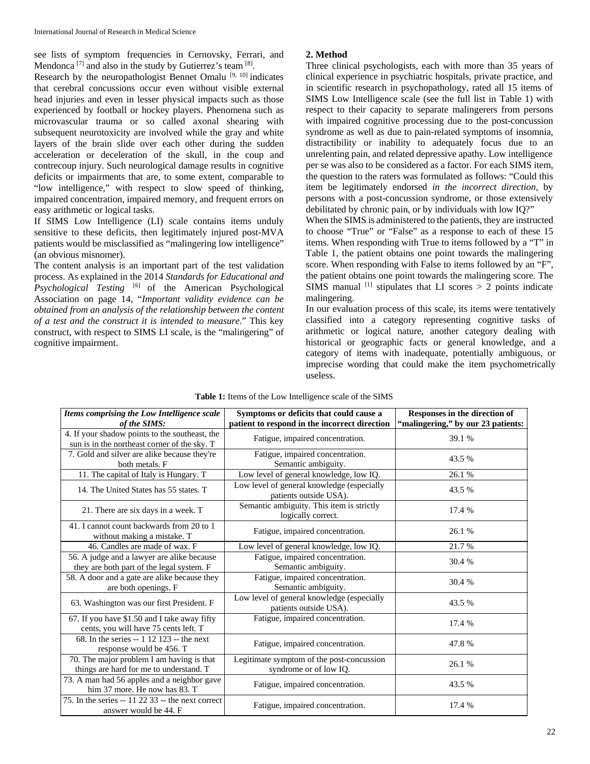see lists of symptom frequencies in Cernovsky, Ferrari, and Mendonca [7] and also in the study by Gutierrez's team [8].

Research by the neuropathologist Bennet Omalu [9, 10] indicates that cerebral concussions occur even without visible external head injuries and even in lesser physical impacts such as those experienced by football or hockey players. Phenomena such as microvascular trauma or so called axonal shearing with subsequent neurotoxicity are involved while the gray and white layers of the brain slide over each other during the sudden acceleration or deceleration of the skull, in the coup and contrecoup injury. Such neurological damage results in cognitive deficits or impairments that are, to some extent, comparable to "low intelligence," with respect to slow speed of thinking, impaired concentration, impaired memory, and frequent errors on easy arithmetic or logical tasks.

If SIMS Low Intelligence (LI) scale contains items unduly sensitive to these deficits, then legitimately injured post-MVA patients would be misclassified as "malingering low intelligence" (an obvious misnomer).

The content analysis is an important part of the test validation process. As explained in the 2014 *Standards for Educational and Psychological Testing* [6] of the American Psychological Association on page 14, "*Important validity evidence can be obtained from an analysis of the relationship between the content of a test and the construct it is intended to measure.*" This key construct, with respect to SIMS LI scale, is the "malingering" of cognitive impairment.

## 2. Method

Three clinical psychologists, each with more than 35 years of clinical experience in psychiatric hospitals, private practice, and in scientific research in psychopathology, rated all 15 items of SIMS Low Intelligence scale (see the full list in Table 1) with respect to their capacity to separate malingerers from persons with impaired cognitive processing due to the post-concussion syndrome as well as due to pain-related symptoms of insomnia, distractibility or inability to adequately focus due to an unrelenting pain, and related depressive apathy. Low intelligence per se was also to be considered as a factor. For each SIMS item, the question to the raters was formulated as follows: "Could this item be legitimately endorsed *in the incorrect direction*, by persons with a post-concussion syndrome, or those extensively debilitated by chronic pain, or by individuals with low IQ?"

When the SIMS is administered to the patients, they are instructed to choose "True" or "False" as a response to each of these 15 items. When responding with True to items followed by a "T" in Table 1, the patient obtains one point towards the malingering score. When responding with False to items followed by an "F", the patient obtains one point towards the malingering score. The SIMS manual [1] stipulates that LI scores > 2 points indicate malingering.

In our evaluation process of this scale, its items were tentatively classified into a category representing cognitive tasks of arithmetic or logical nature, another category dealing with historical or geographic facts or general knowledge, and a category of items with inadequate, potentially ambiguous, or imprecise wording that could make the item psychometrically useless.

**Table 1:** Items of the Low Intelligence scale of the SIMS

| *Items comprising the Low Intelligence scale of the SIMS:* | Symptoms or deficits that could cause a patient to respond in the incorrect direction | Responses in the direction of "malingering," by our 23 patients: |
|---|---|---|
| 4. If your shadow points to the southeast, the sun is in the northeast corner of the sky. T | Fatigue, impaired concentration. | 39.1 % |
| 7. Gold and silver are alike because they're both metals. F | Fatigue, impaired concentration. Semantic ambiguity. | 43.5 % |
| 11. The capital of Italy is Hungary. T | Low level of general knowledge, low IQ. | 26.1 % |
| 14. The United States has 55 states. T | Low level of general knowledge (especially patients outside USA). | 43.5 % |
| 21. There are six days in a week. T | Semantic ambiguity. This item is strictly logically correct. | 17.4 % |
| 41. I cannot count backwards from 20 to 1 without making a mistake. T | Fatigue, impaired concentration. | 26.1 % |
| 46. Candles are made of wax. F | Low level of general knowledge, low IQ. | 21.7 % |
| 56. A judge and a lawyer are alike because they are both part of the legal system. F | Fatigue, impaired concentration. Semantic ambiguity. | 30.4 % |
| 58. A door and a gate are alike because they are both openings. F | Fatigue, impaired concentration. Semantic ambiguity. | 30.4 % |
| 63. Washington was our first President. F | Low level of general knowledge (especially patients outside USA). | 43.5 % |
| 67. If you have $1.50 and I take away fifty cents, you will have 75 cents left. T | Fatigue, impaired concentration. | 17.4 % |
| 68. In the series -- 1 12 123 -- the next response would be 456. T | Fatigue, impaired concentration. | 47.8 % |
| 70. The major problem I am having is that things are hard for me to understand. T | Legitimate symptom of the post-concussion syndrome or of low IQ. | 26.1 % |
| 73. A man had 56 apples and a neighbor gave him 37 more. He now has 83. T | Fatigue, impaired concentration. | 43.5 % |
| 75. In the series -- 11 22 33 -- the next correct answer would be 44. F | Fatigue, impaired concentration. | 17.4 % |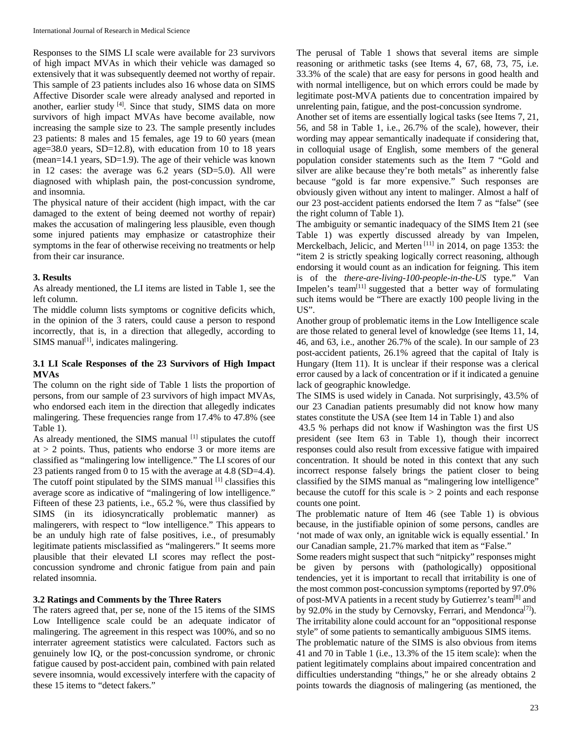Responses to the SIMS LI scale were available for 23 survivors of high impact MVAs in which their vehicle was damaged so extensively that it was subsequently deemed not worthy of repair. This sample of 23 patients includes also 16 whose data on SIMS Affective Disorder scale were already analysed and reported in another, earlier study [4]. Since that study, SIMS data on more survivors of high impact MVAs have become available, now increasing the sample size to 23. The sample presently includes 23 patients: 8 males and 15 females, age 19 to 60 years (mean age=38.0 years, SD=12.8), with education from 10 to 18 years (mean=14.1 years, SD=1.9). The age of their vehicle was known in 12 cases: the average was 6.2 years (SD=5.0). All were diagnosed with whiplash pain, the post-concussion syndrome, and insomnia.

The physical nature of their accident (high impact, with the car damaged to the extent of being deemed not worthy of repair) makes the accusation of malingering less plausible, even though some injured patients may emphasize or catastrophize their symptoms in the fear of otherwise receiving no treatments or help from their car insurance.

## 3. Results

As already mentioned, the LI items are listed in Table 1, see the left column.

The middle column lists symptoms or cognitive deficits which, in the opinion of the 3 raters, could cause a person to respond incorrectly, that is, in a direction that allegedly, according to SIMS manual[1], indicates malingering.

### 3.1 LI Scale Responses of the 23 Survivors of High Impact MVAs

The column on the right side of Table 1 lists the proportion of persons, from our sample of 23 survivors of high impact MVAs, who endorsed each item in the direction that allegedly indicates malingering. These frequencies range from 17.4% to 47.8% (see Table 1).

As already mentioned, the SIMS manual [1] stipulates the cutoff at > 2 points. Thus, patients who endorse 3 or more items are classified as "malingering low intelligence." The LI scores of our 23 patients ranged from 0 to 15 with the average at 4.8 (SD=4.4). The cutoff point stipulated by the SIMS manual [1] classifies this average score as indicative of "malingering of low intelligence." Fifteen of these 23 patients, i.e., 65.2 %, were thus classified by SIMS (in its idiosyncratically problematic manner) as malingerers, with respect to "low intelligence." This appears to be an unduly high rate of false positives, i.e., of presumably legitimate patients misclassified as "malingerers." It seems more plausible that their elevated LI scores may reflect the post-concussion syndrome and chronic fatigue from pain and pain related insomnia.

### 3.2 Ratings and Comments by the Three Raters

The raters agreed that, per se, none of the 15 items of the SIMS Low Intelligence scale could be an adequate indicator of malingering. The agreement in this respect was 100%, and so no interrater agreement statistics were calculated. Factors such as genuinely low IQ, or the post-concussion syndrome, or chronic fatigue caused by post-accident pain, combined with pain related severe insomnia, would excessively interfere with the capacity of these 15 items to "detect fakers."

The perusal of Table 1 shows that several items are simple reasoning or arithmetic tasks (see Items 4, 67, 68, 73, 75, i.e. 33.3% of the scale) that are easy for persons in good health and with normal intelligence, but on which errors could be made by legitimate post-MVA patients due to concentration impaired by unrelenting pain, fatigue, and the post-concussion syndrome.

Another set of items are essentially logical tasks (see Items 7, 21, 56, and 58 in Table 1, i.e., 26.7% of the scale), however, their wording may appear semantically inadequate if considering that, in colloquial usage of English, some members of the general population consider statements such as the Item 7 "Gold and silver are alike because they're both metals" as inherently false because "gold is far more expensive." Such responses are obviously given without any intent to malinger. Almost a half of our 23 post-accident patients endorsed the Item 7 as "false" (see the right column of Table 1).

The ambiguity or semantic inadequacy of the SIMS Item 21 (see Table 1) was expertly discussed already by van Impelen, Merckelbach, Jelicic, and Merten [11] in 2014, on page 1353: the "item 2 is strictly speaking logically correct reasoning, although endorsing it would count as an indication for feigning. This item is of the *there-are-living-100-people-in-the-US* type." Van Impelen's team[11] suggested that a better way of formulating such items would be "There are exactly 100 people living in the US".

Another group of problematic items in the Low Intelligence scale are those related to general level of knowledge (see Items 11, 14, 46, and 63, i.e., another 26.7% of the scale). In our sample of 23 post-accident patients, 26.1% agreed that the capital of Italy is Hungary (Item 11). It is unclear if their response was a clerical error caused by a lack of concentration or if it indicated a genuine lack of geographic knowledge.

The SIMS is used widely in Canada. Not surprisingly, 43.5% of our 23 Canadian patients presumably did not know how many states constitute the USA (see Item 14 in Table 1) and also 43.5 % perhaps did not know if Washington was the first US president (see Item 63 in Table 1), though their incorrect responses could also result from excessive fatigue with impaired concentration. It should be noted in this context that any such incorrect response falsely brings the patient closer to being classified by the SIMS manual as "malingering low intelligence" because the cutoff for this scale is > 2 points and each response counts one point.

The problematic nature of Item 46 (see Table 1) is obvious because, in the justifiable opinion of some persons, candles are 'not made of wax only, an ignitable wick is equally essential.' In our Canadian sample, 21.7% marked that item as "False."

Some readers might suspect that such "nitpicky" responses might be given by persons with (pathologically) oppositional tendencies, yet it is important to recall that irritability is one of the most common post-concussion symptoms (reported by 97.0% of post-MVA patients in a recent study by Gutierrez's team[8] and by 92.0% in the study by Cernovsky, Ferrari, and Mendonca[7]). The irritability alone could account for an "oppositional response style" of some patients to semantically ambiguous SIMS items.

The problematic nature of the SIMS is also obvious from items 41 and 70 in Table 1 (i.e., 13.3% of the 15 item scale): when the patient legitimately complains about impaired concentration and difficulties understanding "things," he or she already obtains 2 points towards the diagnosis of malingering (as mentioned, the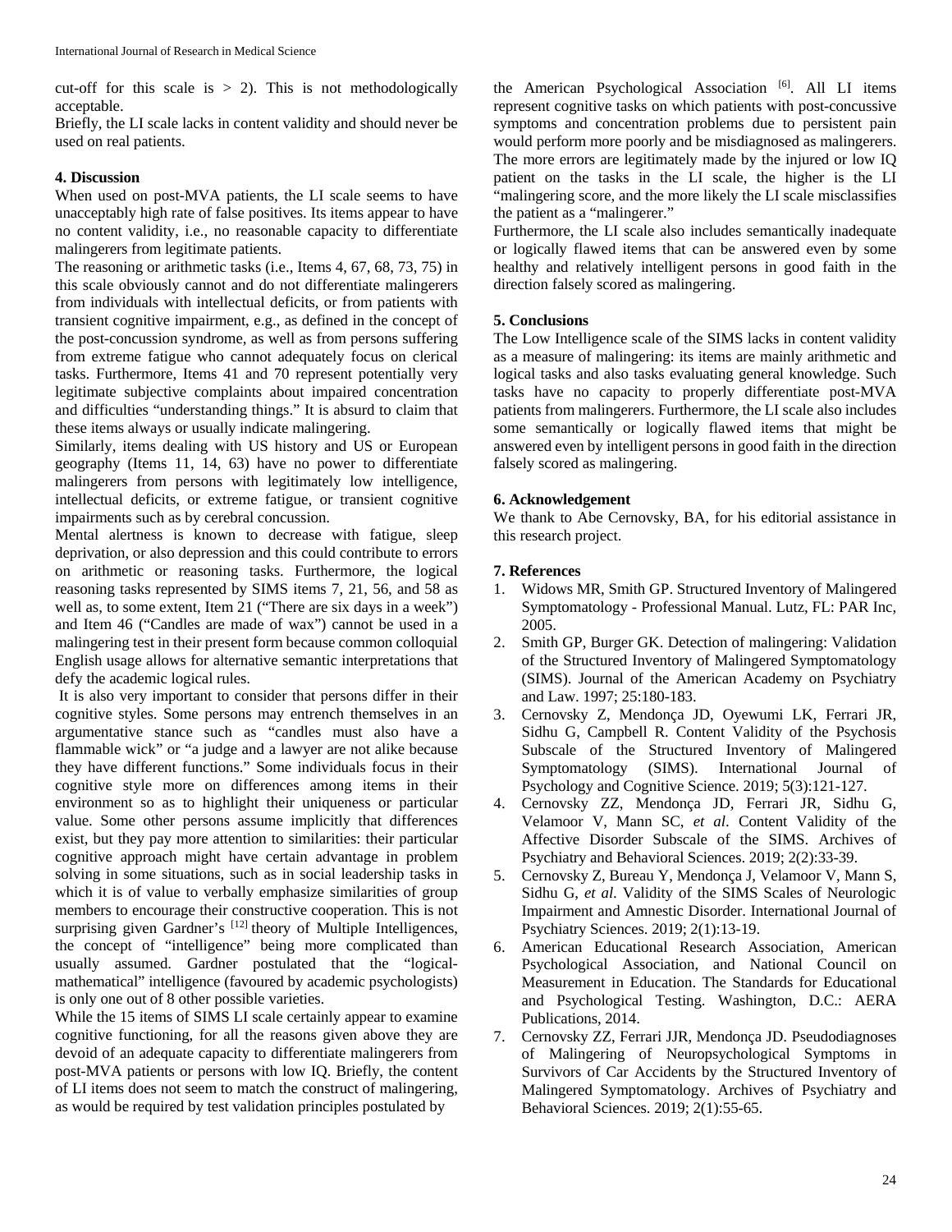cut-off for this scale is > 2). This is not methodologically acceptable.

Briefly, the LI scale lacks in content validity and should never be used on real patients.

## 4. Discussion

When used on post-MVA patients, the LI scale seems to have unacceptably high rate of false positives. Its items appear to have no content validity, i.e., no reasonable capacity to differentiate malingerers from legitimate patients.

The reasoning or arithmetic tasks (i.e., Items 4, 67, 68, 73, 75) in this scale obviously cannot and do not differentiate malingerers from individuals with intellectual deficits, or from patients with transient cognitive impairment, e.g., as defined in the concept of the post-concussion syndrome, as well as from persons suffering from extreme fatigue who cannot adequately focus on clerical tasks. Furthermore, Items 41 and 70 represent potentially very legitimate subjective complaints about impaired concentration and difficulties "understanding things." It is absurd to claim that these items always or usually indicate malingering.

Similarly, items dealing with US history and US or European geography (Items 11, 14, 63) have no power to differentiate malingerers from persons with legitimately low intelligence, intellectual deficits, or extreme fatigue, or transient cognitive impairments such as by cerebral concussion.

Mental alertness is known to decrease with fatigue, sleep deprivation, or also depression and this could contribute to errors on arithmetic or reasoning tasks. Furthermore, the logical reasoning tasks represented by SIMS items 7, 21, 56, and 58 as well as, to some extent, Item 21 ("There are six days in a week") and Item 46 ("Candles are made of wax") cannot be used in a malingering test in their present form because common colloquial English usage allows for alternative semantic interpretations that defy the academic logical rules.

It is also very important to consider that persons differ in their cognitive styles. Some persons may entrench themselves in an argumentative stance such as "candles must also have a flammable wick" or "a judge and a lawyer are not alike because they have different functions." Some individuals focus in their cognitive style more on differences among items in their environment so as to highlight their uniqueness or particular value. Some other persons assume implicitly that differences exist, but they pay more attention to similarities: their particular cognitive approach might have certain advantage in problem solving in some situations, such as in social leadership tasks in which it is of value to verbally emphasize similarities of group members to encourage their constructive cooperation. This is not surprising given Gardner's [12] theory of Multiple Intelligences, the concept of "intelligence" being more complicated than usually assumed. Gardner postulated that the "logical-mathematical" intelligence (favoured by academic psychologists) is only one out of 8 other possible varieties.

While the 15 items of SIMS LI scale certainly appear to examine cognitive functioning, for all the reasons given above they are devoid of an adequate capacity to differentiate malingerers from post-MVA patients or persons with low IQ. Briefly, the content of LI items does not seem to match the construct of malingering, as would be required by test validation principles postulated by the American Psychological Association [6]. All LI items represent cognitive tasks on which patients with post-concussive symptoms and concentration problems due to persistent pain would perform more poorly and be misdiagnosed as malingerers. The more errors are legitimately made by the injured or low IQ patient on the tasks in the LI scale, the higher is the LI "malingering score, and the more likely the LI scale misclassifies the patient as a "malingerer."

Furthermore, the LI scale also includes semantically inadequate or logically flawed items that can be answered even by some healthy and relatively intelligent persons in good faith in the direction falsely scored as malingering.

## 5. Conclusions

The Low Intelligence scale of the SIMS lacks in content validity as a measure of malingering: its items are mainly arithmetic and logical tasks and also tasks evaluating general knowledge. Such tasks have no capacity to properly differentiate post-MVA patients from malingerers. Furthermore, the LI scale also includes some semantically or logically flawed items that might be answered even by intelligent persons in good faith in the direction falsely scored as malingering.

## 6. Acknowledgement

We thank to Abe Cernovsky, BA, for his editorial assistance in this research project.

## 7. References

1. Widows MR, Smith GP. Structured Inventory of Malingered Symptomatology - Professional Manual. Lutz, FL: PAR Inc, 2005.
2. Smith GP, Burger GK. Detection of malingering: Validation of the Structured Inventory of Malingered Symptomatology (SIMS). Journal of the American Academy on Psychiatry and Law. 1997; 25:180-183.
3. Cernovsky Z, Mendonça JD, Oyewumi LK, Ferrari JR, Sidhu G, Campbell R. Content Validity of the Psychosis Subscale of the Structured Inventory of Malingered Symptomatology (SIMS). International Journal of Psychology and Cognitive Science. 2019; 5(3):121-127.
4. Cernovsky ZZ, Mendonça JD, Ferrari JR, Sidhu G, Velamoor V, Mann SC, *et al*. Content Validity of the Affective Disorder Subscale of the SIMS. Archives of Psychiatry and Behavioral Sciences. 2019; 2(2):33-39.
5. Cernovsky Z, Bureau Y, Mendonça J, Velamoor V, Mann S, Sidhu G, *et al*. Validity of the SIMS Scales of Neurologic Impairment and Amnestic Disorder. International Journal of Psychiatry Sciences. 2019; 2(1):13-19.
6. American Educational Research Association, American Psychological Association, and National Council on Measurement in Education. The Standards for Educational and Psychological Testing. Washington, D.C.: AERA Publications, 2014.
7. Cernovsky ZZ, Ferrari JJR, Mendonça JD. Pseudodiagnoses of Malingering of Neuropsychological Symptoms in Survivors of Car Accidents by the Structured Inventory of Malingered Symptomatology. Archives of Psychiatry and Behavioral Sciences. 2019; 2(1):55-65.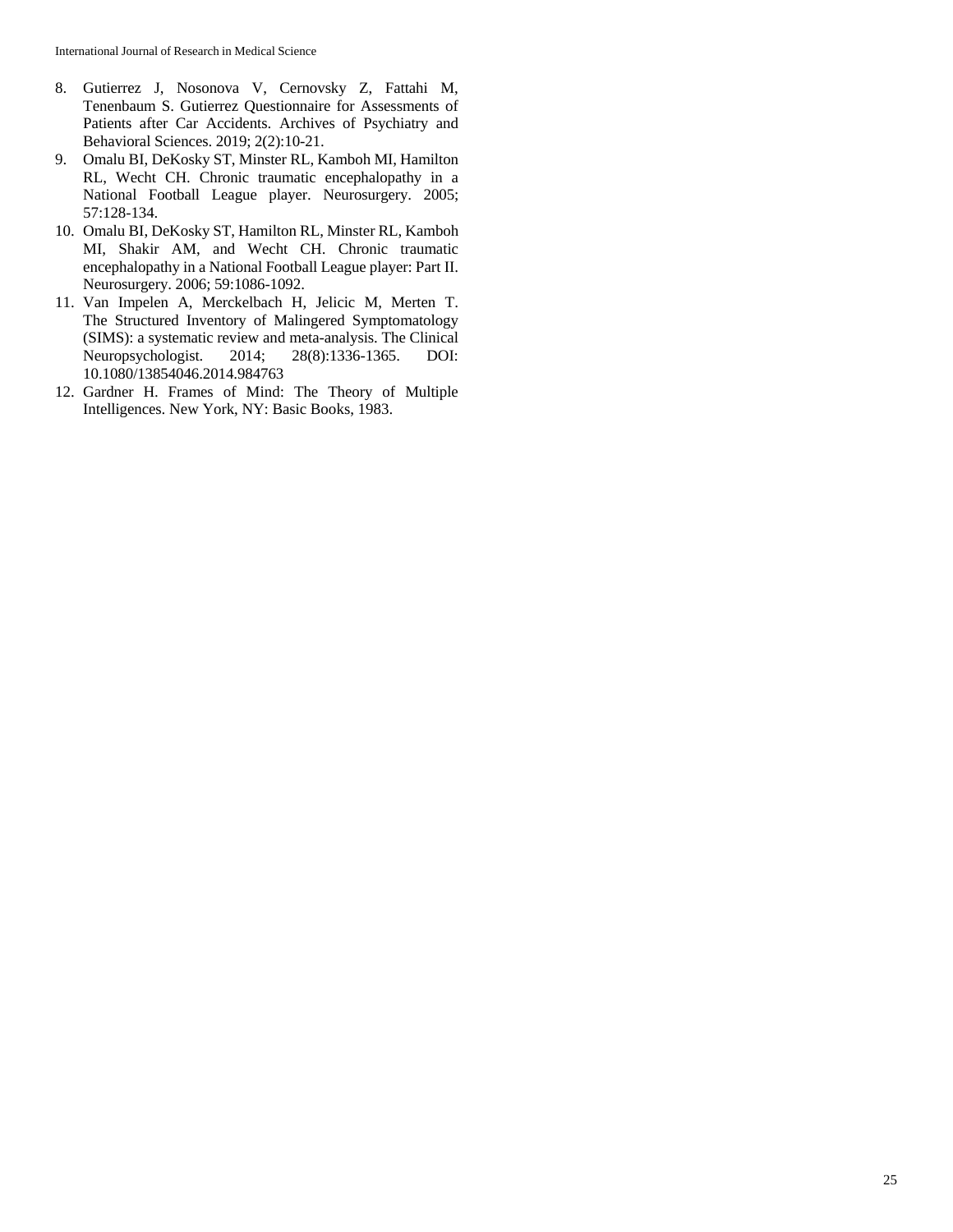8. Gutierrez J, Nosonova V, Cernovsky Z, Fattahi M, Tenenbaum S. Gutierrez Questionnaire for Assessments of Patients after Car Accidents. Archives of Psychiatry and Behavioral Sciences. 2019; 2(2):10-21.
9. Omalu BI, DeKosky ST, Minster RL, Kamboh MI, Hamilton RL, Wecht CH. Chronic traumatic encephalopathy in a National Football League player. Neurosurgery. 2005; 57:128-134.
10. Omalu BI, DeKosky ST, Hamilton RL, Minster RL, Kamboh MI, Shakir AM, and Wecht CH. Chronic traumatic encephalopathy in a National Football League player: Part II. Neurosurgery. 2006; 59:1086-1092.
11. Van Impelen A, Merckelbach H, Jelicic M, Merten T. The Structured Inventory of Malingered Symptomatology (SIMS): a systematic review and meta-analysis. The Clinical Neuropsychologist. 2014; 28(8):1336-1365. DOI: 10.1080/13854046.2014.984763
12. Gardner H. Frames of Mind: The Theory of Multiple Intelligences. New York, NY: Basic Books, 1983.